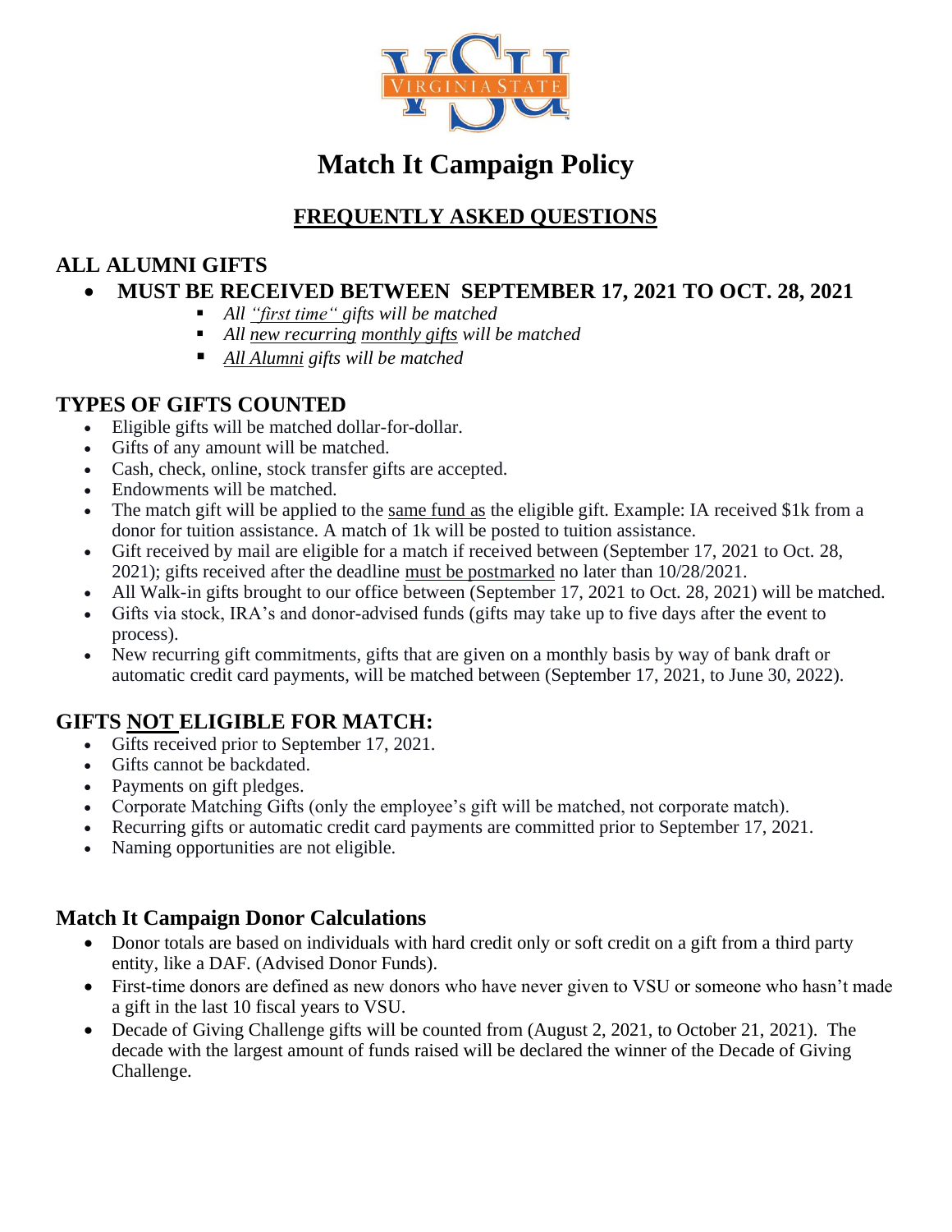# Match It Campaign Policy

## FREQUENTLY ASKED QUESTIONS

### ALL ALUMNI GIFTS

- **MUST BE RECEIVED BETWEEN SEPTEMBER 17, 2021 TO OCT. 28, 2021**
  - *All "first time" gifts will be matched*
  - *All new recurring monthly gifts will be matched*
  - *All Alumni gifts will be matched*

### TYPES OF GIFTS COUNTED

- Eligible gifts will be matched dollar-for-dollar.
- Gifts of any amount will be matched.
- Cash, check, online, stock transfer gifts are accepted.
- Endowments will be matched.
- The match gift will be applied to the same fund as the eligible gift. Example: IA received $1k from a donor for tuition assistance. A match of 1k will be posted to tuition assistance.
- Gift received by mail are eligible for a match if received between (September 17, 2021 to Oct. 28, 2021); gifts received after the deadline must be postmarked no later than 10/28/2021.
- All Walk-in gifts brought to our office between (September 17, 2021 to Oct. 28, 2021) will be matched.
- Gifts via stock, IRA's and donor-advised funds (gifts may take up to five days after the event to process).
- New recurring gift commitments, gifts that are given on a monthly basis by way of bank draft or automatic credit card payments, will be matched between (September 17, 2021, to June 30, 2022).

### GIFTS NOT ELIGIBLE FOR MATCH:

- Gifts received prior to September 17, 2021.
- Gifts cannot be backdated.
- Payments on gift pledges.
- Corporate Matching Gifts (only the employee's gift will be matched, not corporate match).
- Recurring gifts or automatic credit card payments are committed prior to September 17, 2021.
- Naming opportunities are not eligible.

### Match It Campaign Donor Calculations

- Donor totals are based on individuals with hard credit only or soft credit on a gift from a third party entity, like a DAF. (Advised Donor Funds).
- First-time donors are defined as new donors who have never given to VSU or someone who hasn't made a gift in the last 10 fiscal years to VSU.
- Decade of Giving Challenge gifts will be counted from (August 2, 2021, to October 21, 2021). The decade with the largest amount of funds raised will be declared the winner of the Decade of Giving Challenge.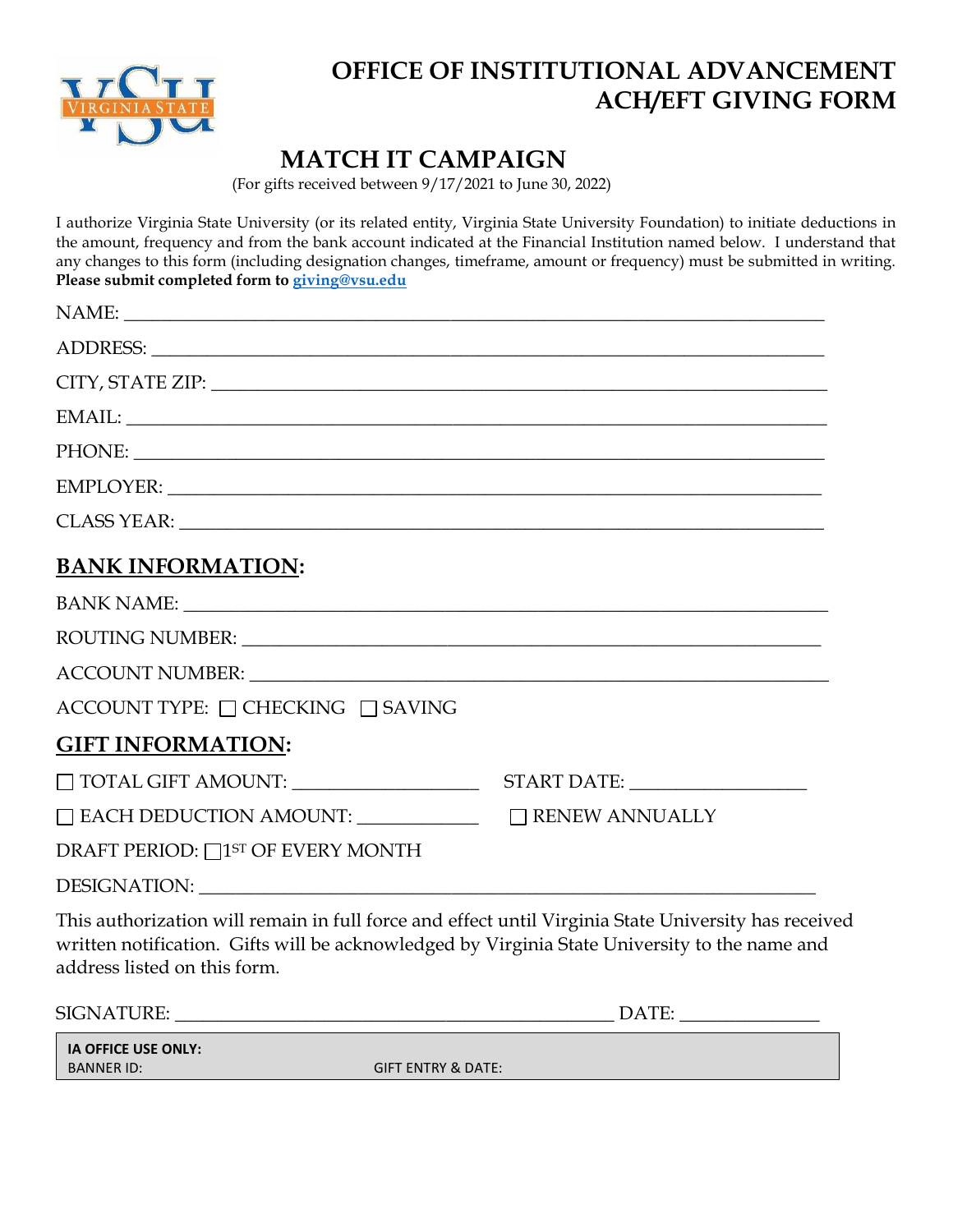# OFFICE OF INSTITUTIONAL ADVANCEMENT
# ACH/EFT GIVING FORM

## MATCH IT CAMPAIGN

(For gifts received between 9/17/2021 to June 30, 2022)

I authorize Virginia State University (or its related entity, Virginia State University Foundation) to initiate deductions in the amount, frequency and from the bank account indicated at the Financial Institution named below. I understand that any changes to this form (including designation changes, timeframe, amount or frequency) must be submitted in writing. **Please submit completed form to giving@vsu.edu**

NAME: ______________________________________________________________________

ADDRESS: ___________________________________________________________________

CITY, STATE ZIP: _____________________________________________________________

EMAIL: ______________________________________________________________________

PHONE: _____________________________________________________________________

EMPLOYER: __________________________________________________________________

CLASS YEAR: _________________________________________________________________

## BANK INFORMATION:

BANK NAME: _________________________________________________________________

ROUTING NUMBER: ___________________________________________________________

ACCOUNT NUMBER: ___________________________________________________________

ACCOUNT TYPE: ☐ CHECKING ☐ SAVING

## GIFT INFORMATION:

☐ TOTAL GIFT AMOUNT: ___________________ START DATE: _________________

☐ EACH DEDUCTION AMOUNT: ____________ ☐ RENEW ANNUALLY

DRAFT PERIOD: ☐1ST OF EVERY MONTH

DESIGNATION: _______________________________________________________________

This authorization will remain in full force and effect until Virginia State University has received written notification. Gifts will be acknowledged by Virginia State University to the name and address listed on this form.

SIGNATURE: _____________________________________________ DATE: ______________

**IA OFFICE USE ONLY:**
BANNER ID: GIFT ENTRY & DATE: